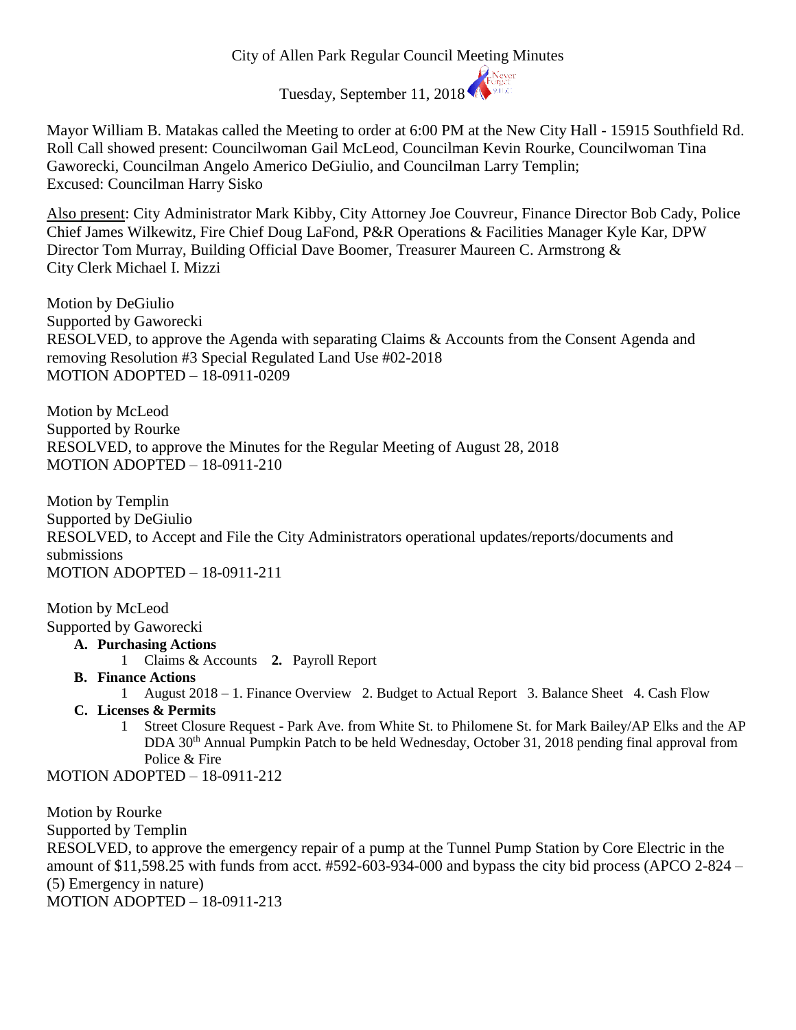City of Allen Park Regular Council Meeting Minutes

Tuesday, September 11, 2018

Mayor William B. Matakas called the Meeting to order at 6:00 PM at the New City Hall - 15915 Southfield Rd. Roll Call showed present: Councilwoman Gail McLeod, Councilman Kevin Rourke, Councilwoman Tina Gaworecki, Councilman Angelo Americo DeGiulio, and Councilman Larry Templin;
Excused: Councilman Harry Sisko

Also present: City Administrator Mark Kibby, City Attorney Joe Couvreur, Finance Director Bob Cady, Police Chief James Wilkewitz, Fire Chief Doug LaFond, P&R Operations & Facilities Manager Kyle Kar, DPW Director Tom Murray, Building Official Dave Boomer, Treasurer Maureen C. Armstrong & City Clerk Michael I. Mizzi

Motion by DeGiulio
Supported by Gaworecki
RESOLVED, to approve the Agenda with separating Claims & Accounts from the Consent Agenda and removing Resolution #3 Special Regulated Land Use #02-2018
MOTION ADOPTED – 18-0911-0209

Motion by McLeod
Supported by Rourke
RESOLVED, to approve the Minutes for the Regular Meeting of August 28, 2018
MOTION ADOPTED – 18-0911-210

Motion by Templin
Supported by DeGiulio
RESOLVED, to Accept and File the City Administrators operational updates/reports/documents and submissions
MOTION ADOPTED – 18-0911-211

Motion by McLeod
Supported by Gaworecki

- **A. Purchasing Actions**
  1. Claims & Accounts **2.** Payroll Report
- **B. Finance Actions**
  1. August 2018 – 1. Finance Overview 2. Budget to Actual Report 3. Balance Sheet 4. Cash Flow
- **C. Licenses & Permits**
  1. Street Closure Request - Park Ave. from White St. to Philomene St. for Mark Bailey/AP Elks and the AP DDA 30th Annual Pumpkin Patch to be held Wednesday, October 31, 2018 pending final approval from Police & Fire

MOTION ADOPTED – 18-0911-212

Motion by Rourke
Supported by Templin
RESOLVED, to approve the emergency repair of a pump at the Tunnel Pump Station by Core Electric in the amount of $11,598.25 with funds from acct. #592-603-934-000 and bypass the city bid process (APCO 2-824 – (5) Emergency in nature)
MOTION ADOPTED – 18-0911-213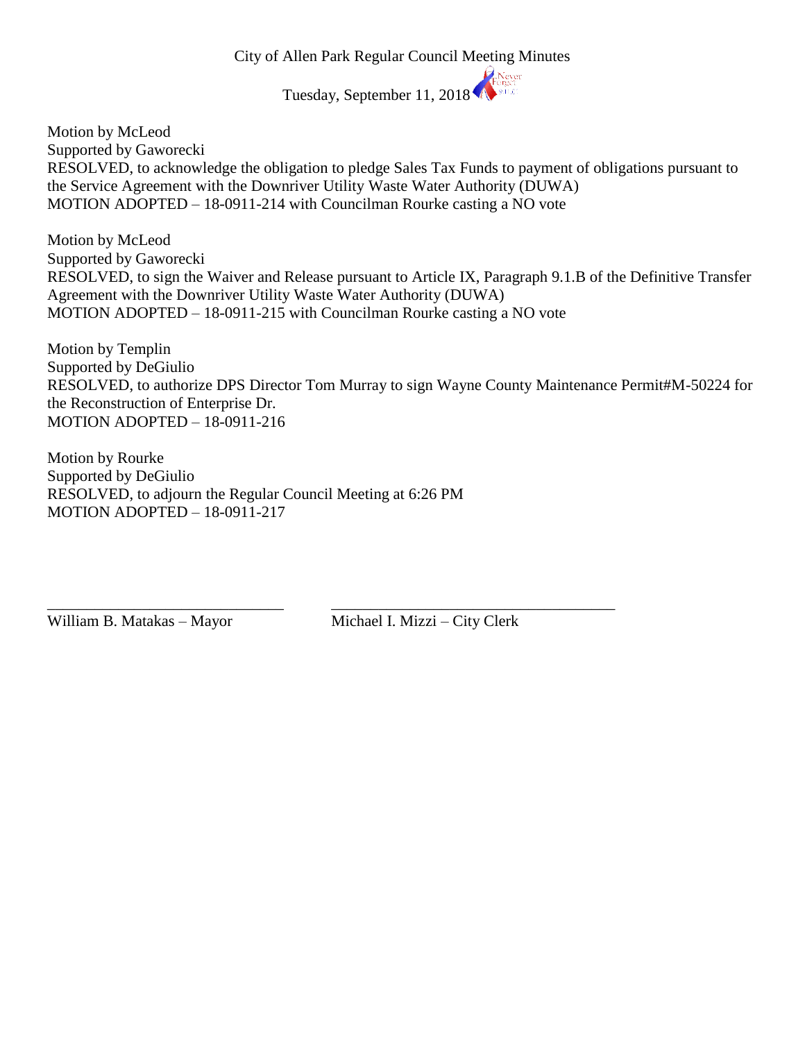City of Allen Park Regular Council Meeting Minutes

Tuesday, September 11, 2018

Motion by McLeod
Supported by Gaworecki
RESOLVED, to acknowledge the obligation to pledge Sales Tax Funds to payment of obligations pursuant to the Service Agreement with the Downriver Utility Waste Water Authority (DUWA)
MOTION ADOPTED – 18-0911-214 with Councilman Rourke casting a NO vote

Motion by McLeod
Supported by Gaworecki
RESOLVED, to sign the Waiver and Release pursuant to Article IX, Paragraph 9.1.B of the Definitive Transfer Agreement with the Downriver Utility Waste Water Authority (DUWA)
MOTION ADOPTED – 18-0911-215 with Councilman Rourke casting a NO vote

Motion by Templin
Supported by DeGiulio
RESOLVED, to authorize DPS Director Tom Murray to sign Wayne County Maintenance Permit#M-50224 for the Reconstruction of Enterprise Dr.
MOTION ADOPTED – 18-0911-216

Motion by Rourke
Supported by DeGiulio
RESOLVED, to adjourn the Regular Council Meeting at 6:26 PM
MOTION ADOPTED – 18-0911-217

______________________________ ____________________________________
William B. Matakas – Mayor Michael I. Mizzi – City Clerk